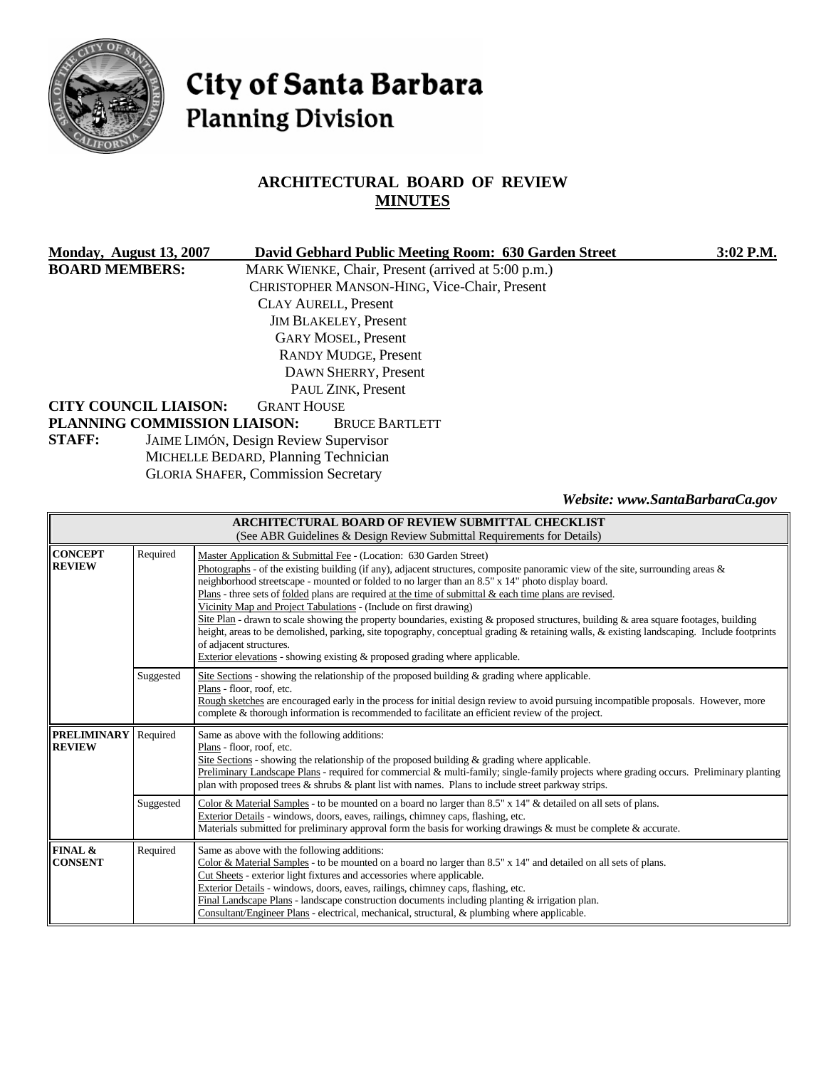# City of Santa Barbara
## Planning Division

## ARCHITECTURAL BOARD OF REVIEW
## MINUTES

**Monday, August 13, 2007** **David Gebhard Public Meeting Room: 630 Garden Street** **3:02 P.M.**

**BOARD MEMBERS:**
MARK WIENKE, Chair, Present (arrived at 5:00 p.m.)
CHRISTOPHER MANSON-HING, Vice-Chair, Present
CLAY AURELL, Present
JIM BLAKELEY, Present
GARY MOSEL, Present
RANDY MUDGE, Present
DAWN SHERRY, Present
PAUL ZINK, Present

**CITY COUNCIL LIAISON:** GRANT HOUSE

**PLANNING COMMISSION LIAISON:** BRUCE BARTLETT

**STAFF:**
JAIME LIMÓN, Design Review Supervisor
MICHELLE BEDARD, Planning Technician
GLORIA SHAFER, Commission Secretary

*Website: www.SantaBarbaraCa.gov*

| ARCHITECTURAL BOARD OF REVIEW SUBMITTAL CHECKLIST (See ABR Guidelines & Design Review Submittal Requirements for Details) | | |
|---|---|---|
| **CONCEPT REVIEW** | Required | Master Application & Submittal Fee - (Location: 630 Garden Street)<br>Photographs - of the existing building (if any), adjacent structures, composite panoramic view of the site, surrounding areas & neighborhood streetscape - mounted or folded to no larger than an 8.5" x 14" photo display board.<br>Plans - three sets of folded plans are required at the time of submittal & each time plans are revised.<br>Vicinity Map and Project Tabulations - (Include on first drawing)<br>Site Plan - drawn to scale showing the property boundaries, existing & proposed structures, building & area square footages, building height, areas to be demolished, parking, site topography, conceptual grading & retaining walls, & existing landscaping. Include footprints of adjacent structures.<br>Exterior elevations - showing existing & proposed grading where applicable. |
| | Suggested | Site Sections - showing the relationship of the proposed building & grading where applicable.<br>Plans - floor, roof, etc.<br>Rough sketches are encouraged early in the process for initial design review to avoid pursuing incompatible proposals. However, more complete & thorough information is recommended to facilitate an efficient review of the project. |
| **PRELIMINARY REVIEW** | Required | Same as above with the following additions:<br>Plans - floor, roof, etc.<br>Site Sections - showing the relationship of the proposed building & grading where applicable.<br>Preliminary Landscape Plans - required for commercial & multi-family; single-family projects where grading occurs. Preliminary planting plan with proposed trees & shrubs & plant list with names. Plans to include street parkway strips. |
| | Suggested | Color & Material Samples - to be mounted on a board no larger than 8.5" x 14" & detailed on all sets of plans.<br>Exterior Details - windows, doors, eaves, railings, chimney caps, flashing, etc.<br>Materials submitted for preliminary approval form the basis for working drawings & must be complete & accurate. |
| **FINAL & CONSENT** | Required | Same as above with the following additions:<br>Color & Material Samples - to be mounted on a board no larger than 8.5" x 14" and detailed on all sets of plans.<br>Cut Sheets - exterior light fixtures and accessories where applicable.<br>Exterior Details - windows, doors, eaves, railings, chimney caps, flashing, etc.<br>Final Landscape Plans - landscape construction documents including planting & irrigation plan.<br>Consultant/Engineer Plans - electrical, mechanical, structural, & plumbing where applicable. |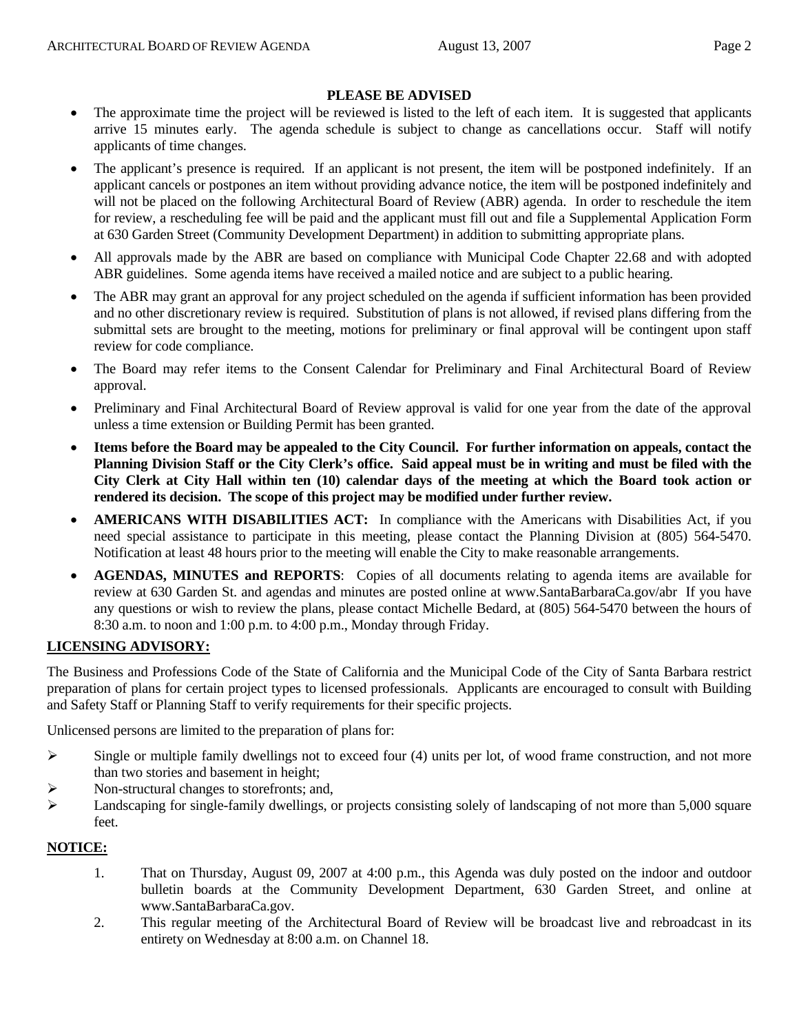## PLEASE BE ADVISED

- The approximate time the project will be reviewed is listed to the left of each item. It is suggested that applicants arrive 15 minutes early. The agenda schedule is subject to change as cancellations occur. Staff will notify applicants of time changes.
- The applicant's presence is required. If an applicant is not present, the item will be postponed indefinitely. If an applicant cancels or postpones an item without providing advance notice, the item will be postponed indefinitely and will not be placed on the following Architectural Board of Review (ABR) agenda. In order to reschedule the item for review, a rescheduling fee will be paid and the applicant must fill out and file a Supplemental Application Form at 630 Garden Street (Community Development Department) in addition to submitting appropriate plans.
- All approvals made by the ABR are based on compliance with Municipal Code Chapter 22.68 and with adopted ABR guidelines. Some agenda items have received a mailed notice and are subject to a public hearing.
- The ABR may grant an approval for any project scheduled on the agenda if sufficient information has been provided and no other discretionary review is required. Substitution of plans is not allowed, if revised plans differing from the submittal sets are brought to the meeting, motions for preliminary or final approval will be contingent upon staff review for code compliance.
- The Board may refer items to the Consent Calendar for Preliminary and Final Architectural Board of Review approval.
- Preliminary and Final Architectural Board of Review approval is valid for one year from the date of the approval unless a time extension or Building Permit has been granted.
- **Items before the Board may be appealed to the City Council. For further information on appeals, contact the Planning Division Staff or the City Clerk's office. Said appeal must be in writing and must be filed with the City Clerk at City Hall within ten (10) calendar days of the meeting at which the Board took action or rendered its decision. The scope of this project may be modified under further review.**
- **AMERICANS WITH DISABILITIES ACT:** In compliance with the Americans with Disabilities Act, if you need special assistance to participate in this meeting, please contact the Planning Division at (805) 564-5470. Notification at least 48 hours prior to the meeting will enable the City to make reasonable arrangements.
- **AGENDAS, MINUTES and REPORTS**: Copies of all documents relating to agenda items are available for review at 630 Garden St. and agendas and minutes are posted online at www.SantaBarbaraCa.gov/abr If you have any questions or wish to review the plans, please contact Michelle Bedard, at (805) 564-5470 between the hours of 8:30 a.m. to noon and 1:00 p.m. to 4:00 p.m., Monday through Friday.

## LICENSING ADVISORY:

The Business and Professions Code of the State of California and the Municipal Code of the City of Santa Barbara restrict preparation of plans for certain project types to licensed professionals. Applicants are encouraged to consult with Building and Safety Staff or Planning Staff to verify requirements for their specific projects.

Unlicensed persons are limited to the preparation of plans for:

- Single or multiple family dwellings not to exceed four (4) units per lot, of wood frame construction, and not more than two stories and basement in height;
- Non-structural changes to storefronts; and,
- Landscaping for single-family dwellings, or projects consisting solely of landscaping of not more than 5,000 square feet.

## NOTICE:

1. That on Thursday, August 09, 2007 at 4:00 p.m., this Agenda was duly posted on the indoor and outdoor bulletin boards at the Community Development Department, 630 Garden Street, and online at www.SantaBarbaraCa.gov.
2. This regular meeting of the Architectural Board of Review will be broadcast live and rebroadcast in its entirety on Wednesday at 8:00 a.m. on Channel 18.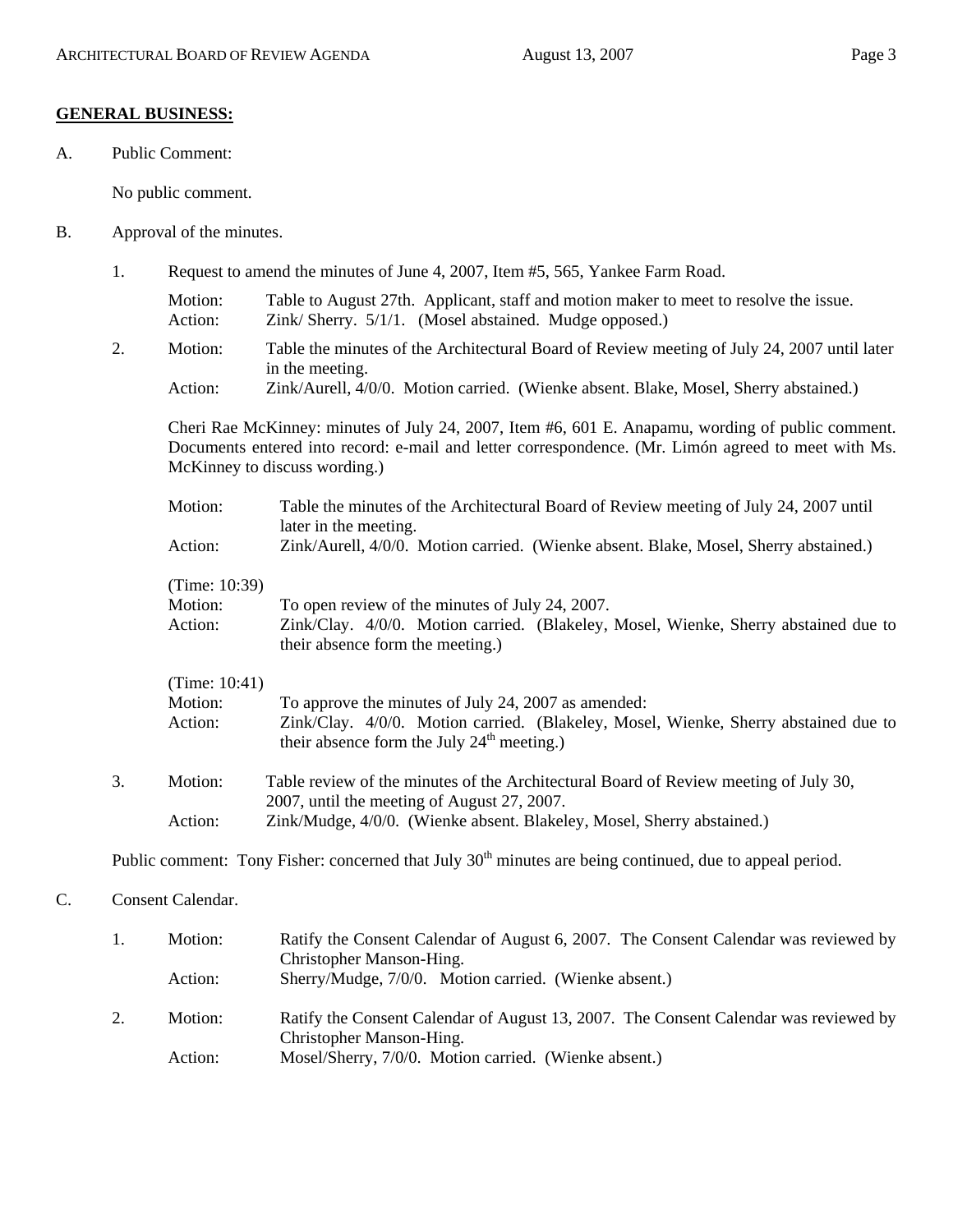**GENERAL BUSINESS:**

A. Public Comment:

No public comment.

B. Approval of the minutes.

1. Request to amend the minutes of June 4, 2007, Item #5, 565, Yankee Farm Road.

   Motion: Table to August 27th. Applicant, staff and motion maker to meet to resolve the issue.
   Action: Zink/ Sherry. 5/1/1. (Mosel abstained. Mudge opposed.)

2. Motion: Table the minutes of the Architectural Board of Review meeting of July 24, 2007 until later in the meeting.
   Action: Zink/Aurell, 4/0/0. Motion carried. (Wienke absent. Blake, Mosel, Sherry abstained.)

   Cheri Rae McKinney: minutes of July 24, 2007, Item #6, 601 E. Anapamu, wording of public comment. Documents entered into record: e-mail and letter correspondence. (Mr. Limón agreed to meet with Ms. McKinney to discuss wording.)

   Motion: Table the minutes of the Architectural Board of Review meeting of July 24, 2007 until later in the meeting.
   Action: Zink/Aurell, 4/0/0. Motion carried. (Wienke absent. Blake, Mosel, Sherry abstained.)

   (Time: 10:39)
   Motion: To open review of the minutes of July 24, 2007.
   Action: Zink/Clay. 4/0/0. Motion carried. (Blakeley, Mosel, Wienke, Sherry abstained due to their absence form the meeting.)

   (Time: 10:41)
   Motion: To approve the minutes of July 24, 2007 as amended:
   Action: Zink/Clay. 4/0/0. Motion carried. (Blakeley, Mosel, Wienke, Sherry abstained due to their absence form the July 24th meeting.)

3. Motion: Table review of the minutes of the Architectural Board of Review meeting of July 30, 2007, until the meeting of August 27, 2007.
   Action: Zink/Mudge, 4/0/0. (Wienke absent. Blakeley, Mosel, Sherry abstained.)

Public comment: Tony Fisher: concerned that July 30th minutes are being continued, due to appeal period.

C. Consent Calendar.

1. Motion: Ratify the Consent Calendar of August 6, 2007. The Consent Calendar was reviewed by Christopher Manson-Hing.
   Action: Sherry/Mudge, 7/0/0. Motion carried. (Wienke absent.)

2. Motion: Ratify the Consent Calendar of August 13, 2007. The Consent Calendar was reviewed by Christopher Manson-Hing.
   Action: Mosel/Sherry, 7/0/0. Motion carried. (Wienke absent.)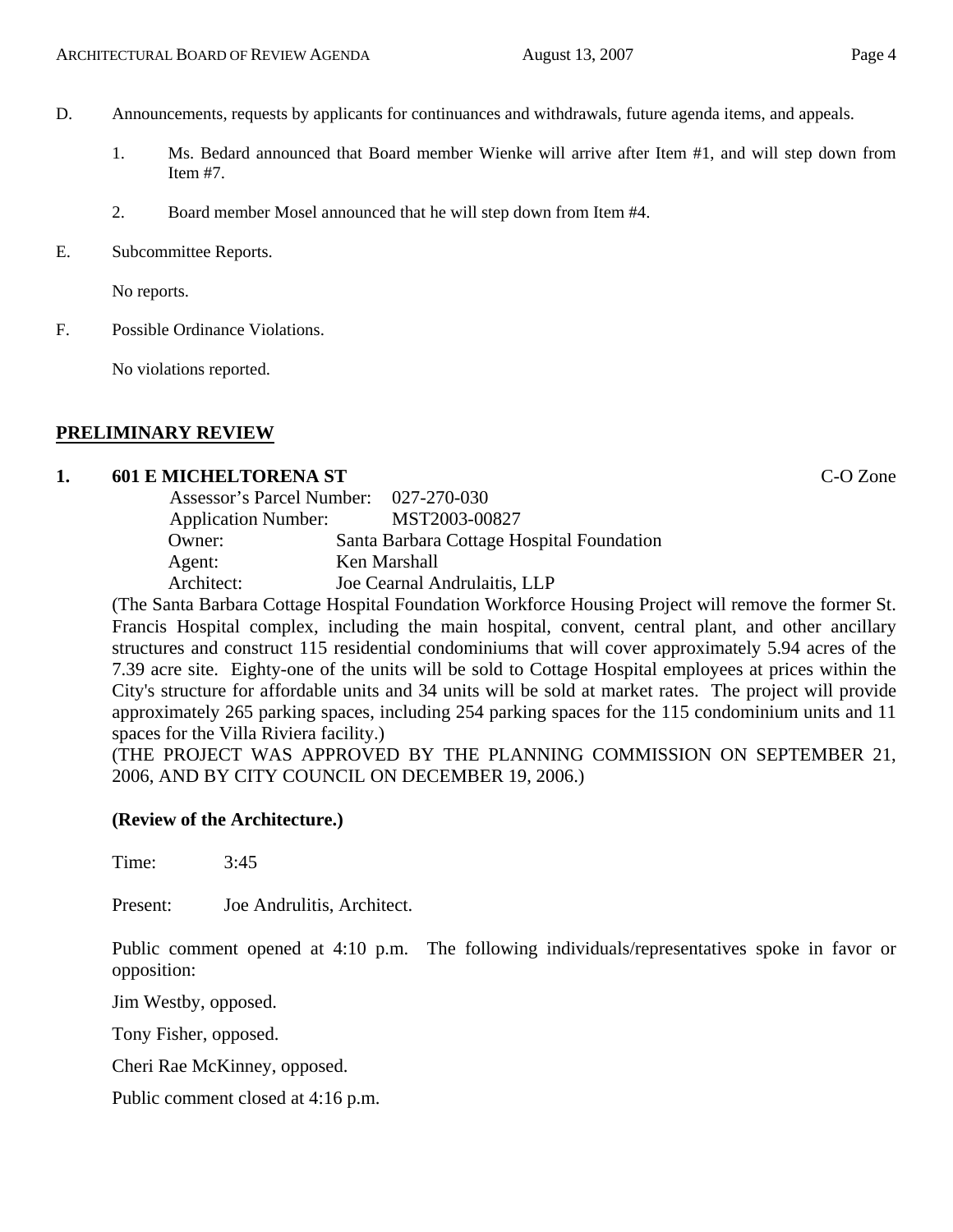D. Announcements, requests by applicants for continuances and withdrawals, future agenda items, and appeals.

1. Ms. Bedard announced that Board member Wienke will arrive after Item #1, and will step down from Item #7.

2. Board member Mosel announced that he will step down from Item #4.

E. Subcommittee Reports.

No reports.

F. Possible Ordinance Violations.

No violations reported.

## PRELIMINARY REVIEW

**1. 601 E MICHELTORENA ST** C-O Zone

Assessor's Parcel Number: 027-270-030
Application Number: MST2003-00827
Owner: Santa Barbara Cottage Hospital Foundation
Agent: Ken Marshall
Architect: Joe Cearnal Andrulaitis, LLP

(The Santa Barbara Cottage Hospital Foundation Workforce Housing Project will remove the former St. Francis Hospital complex, including the main hospital, convent, central plant, and other ancillary structures and construct 115 residential condominiums that will cover approximately 5.94 acres of the 7.39 acre site. Eighty-one of the units will be sold to Cottage Hospital employees at prices within the City's structure for affordable units and 34 units will be sold at market rates. The project will provide approximately 265 parking spaces, including 254 parking spaces for the 115 condominium units and 11 spaces for the Villa Riviera facility.)

(THE PROJECT WAS APPROVED BY THE PLANNING COMMISSION ON SEPTEMBER 21, 2006, AND BY CITY COUNCIL ON DECEMBER 19, 2006.)

**(Review of the Architecture.)**

Time: 3:45

Present: Joe Andrulitis, Architect.

Public comment opened at 4:10 p.m. The following individuals/representatives spoke in favor or opposition:

Jim Westby, opposed.

Tony Fisher, opposed.

Cheri Rae McKinney, opposed.

Public comment closed at 4:16 p.m.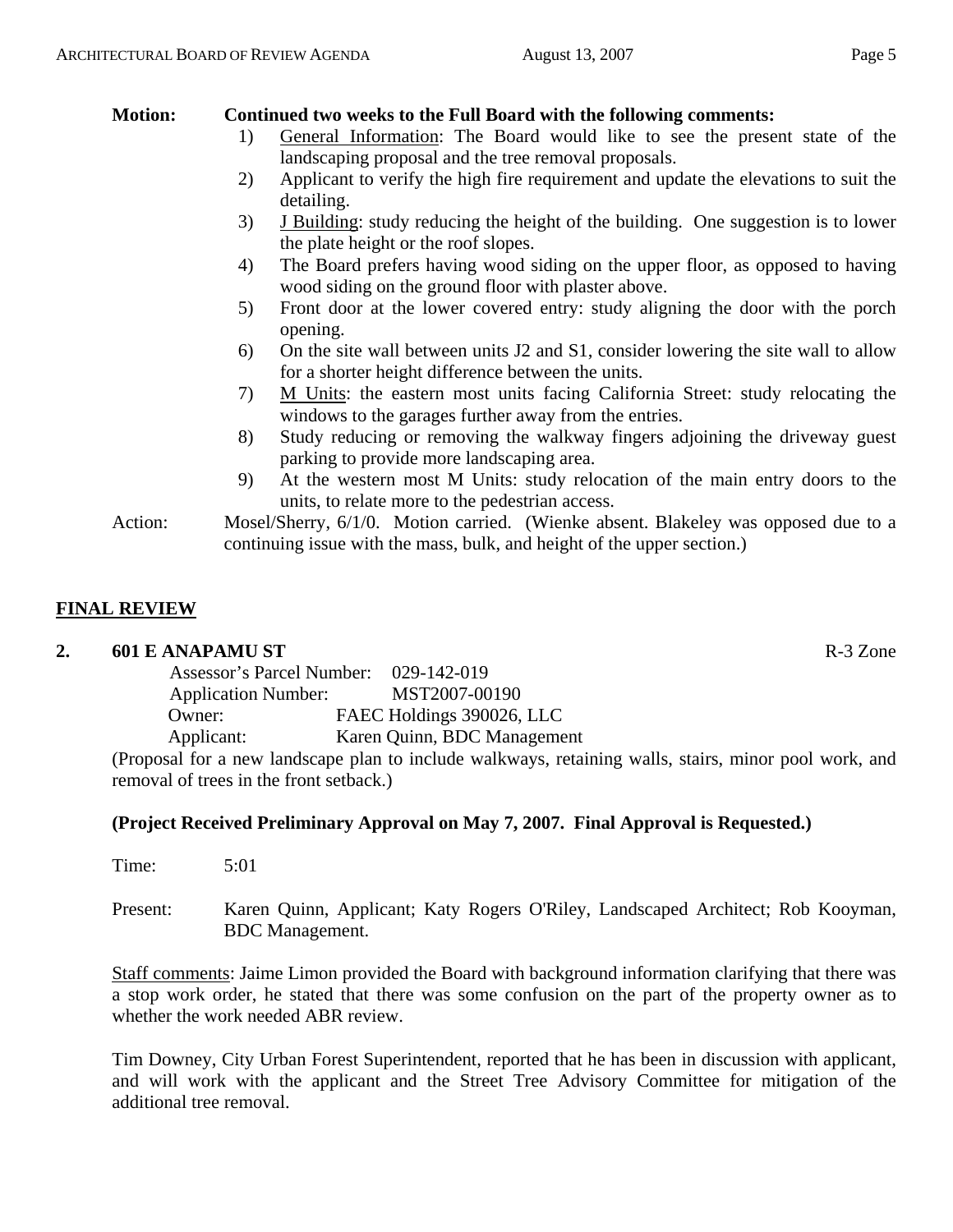**Motion: Continued two weeks to the Full Board with the following comments:**

1) General Information: The Board would like to see the present state of the landscaping proposal and the tree removal proposals.
2) Applicant to verify the high fire requirement and update the elevations to suit the detailing.
3) J Building: study reducing the height of the building. One suggestion is to lower the plate height or the roof slopes.
4) The Board prefers having wood siding on the upper floor, as opposed to having wood siding on the ground floor with plaster above.
5) Front door at the lower covered entry: study aligning the door with the porch opening.
6) On the site wall between units J2 and S1, consider lowering the site wall to allow for a shorter height difference between the units.
7) M Units: the eastern most units facing California Street: study relocating the windows to the garages further away from the entries.
8) Study reducing or removing the walkway fingers adjoining the driveway guest parking to provide more landscaping area.
9) At the western most M Units: study relocation of the main entry doors to the units, to relate more to the pedestrian access.

Action: Mosel/Sherry, 6/1/0. Motion carried. (Wienke absent. Blakeley was opposed due to a continuing issue with the mass, bulk, and height of the upper section.)

## FINAL REVIEW

### 2. 601 E ANAPAMU ST — R-3 Zone

Assessor's Parcel Number: 029-142-019
Application Number: MST2007-00190
Owner: FAEC Holdings 390026, LLC
Applicant: Karen Quinn, BDC Management

(Proposal for a new landscape plan to include walkways, retaining walls, stairs, minor pool work, and removal of trees in the front setback.)

**(Project Received Preliminary Approval on May 7, 2007. Final Approval is Requested.)**

Time: 5:01

Present: Karen Quinn, Applicant; Katy Rogers O'Riley, Landscaped Architect; Rob Kooyman, BDC Management.

Staff comments: Jaime Limon provided the Board with background information clarifying that there was a stop work order, he stated that there was some confusion on the part of the property owner as to whether the work needed ABR review.

Tim Downey, City Urban Forest Superintendent, reported that he has been in discussion with applicant, and will work with the applicant and the Street Tree Advisory Committee for mitigation of the additional tree removal.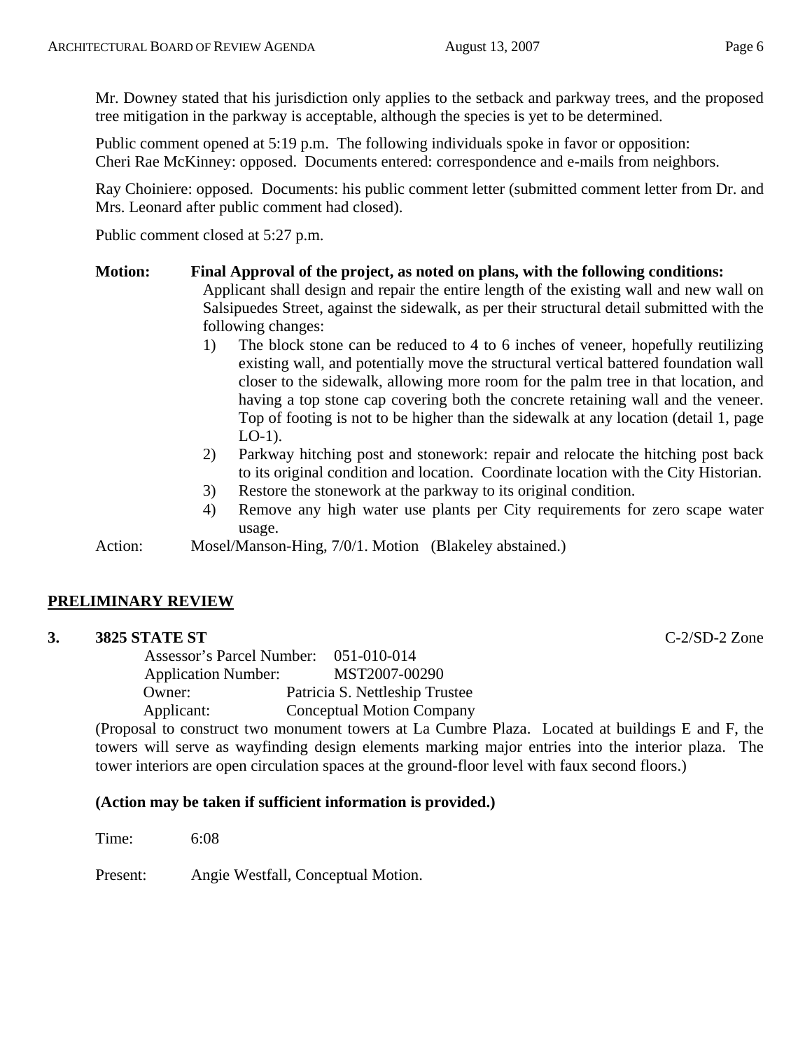Mr. Downey stated that his jurisdiction only applies to the setback and parkway trees, and the proposed tree mitigation in the parkway is acceptable, although the species is yet to be determined.

Public comment opened at 5:19 p.m. The following individuals spoke in favor or opposition:
Cheri Rae McKinney: opposed. Documents entered: correspondence and e-mails from neighbors.

Ray Choiniere: opposed. Documents: his public comment letter (submitted comment letter from Dr. and Mrs. Leonard after public comment had closed).

Public comment closed at 5:27 p.m.

**Motion:** **Final Approval of the project, as noted on plans, with the following conditions:**
Applicant shall design and repair the entire length of the existing wall and new wall on Salsipuedes Street, against the sidewalk, as per their structural detail submitted with the following changes:

1) The block stone can be reduced to 4 to 6 inches of veneer, hopefully reutilizing existing wall, and potentially move the structural vertical battered foundation wall closer to the sidewalk, allowing more room for the palm tree in that location, and having a top stone cap covering both the concrete retaining wall and the veneer. Top of footing is not to be higher than the sidewalk at any location (detail 1, page LO-1).
2) Parkway hitching post and stonework: repair and relocate the hitching post back to its original condition and location. Coordinate location with the City Historian.
3) Restore the stonework at the parkway to its original condition.
4) Remove any high water use plants per City requirements for zero scape water usage.

Action: Mosel/Manson-Hing, 7/0/1. Motion (Blakeley abstained.)

## PRELIMINARY REVIEW

### 3. 3825 STATE ST — C-2/SD-2 Zone

Assessor's Parcel Number: 051-010-014
Application Number: MST2007-00290
Owner: Patricia S. Nettleship Trustee
Applicant: Conceptual Motion Company

(Proposal to construct two monument towers at La Cumbre Plaza. Located at buildings E and F, the towers will serve as wayfinding design elements marking major entries into the interior plaza. The tower interiors are open circulation spaces at the ground-floor level with faux second floors.)

**(Action may be taken if sufficient information is provided.)**

Time: 6:08

Present: Angie Westfall, Conceptual Motion.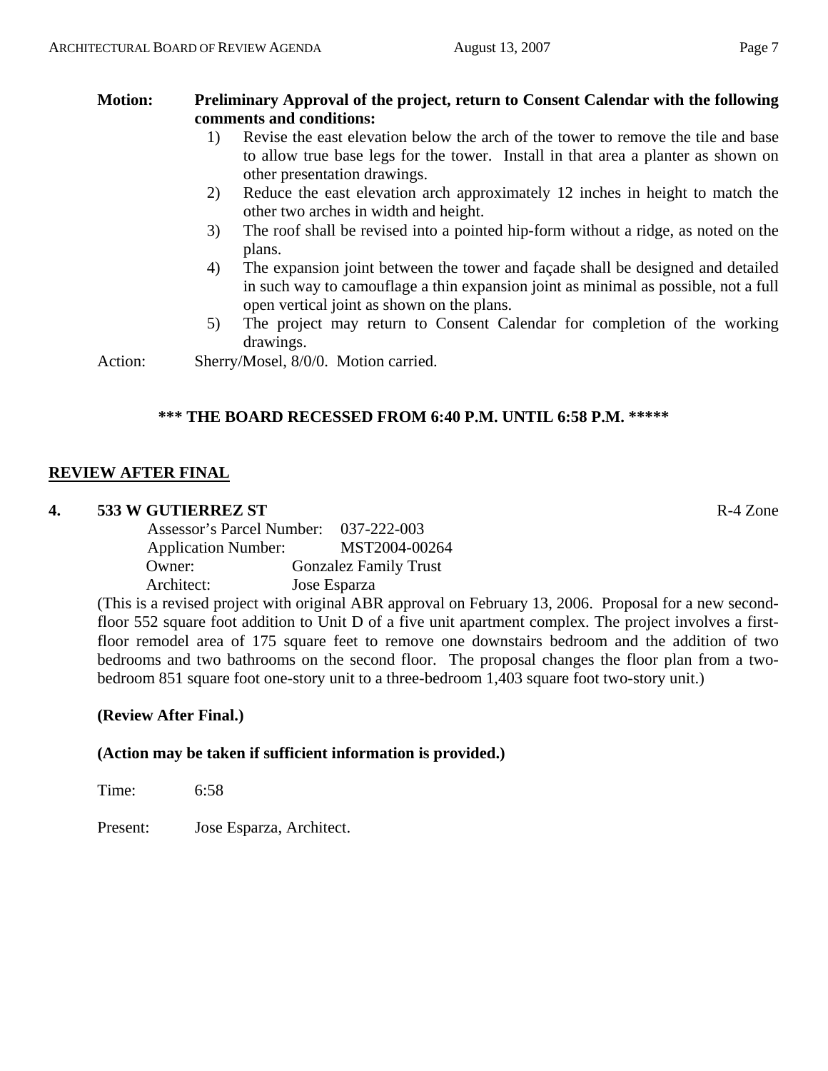**Motion: Preliminary Approval of the project, return to Consent Calendar with the following comments and conditions:**

1) Revise the east elevation below the arch of the tower to remove the tile and base to allow true base legs for the tower. Install in that area a planter as shown on other presentation drawings.
2) Reduce the east elevation arch approximately 12 inches in height to match the other two arches in width and height.
3) The roof shall be revised into a pointed hip-form without a ridge, as noted on the plans.
4) The expansion joint between the tower and façade shall be designed and detailed in such way to camouflage a thin expansion joint as minimal as possible, not a full open vertical joint as shown on the plans.
5) The project may return to Consent Calendar for completion of the working drawings.

Action: Sherry/Mosel, 8/0/0. Motion carried.

**\*\*\* THE BOARD RECESSED FROM 6:40 P.M. UNTIL 6:58 P.M. \*\*\*\*\***

## REVIEW AFTER FINAL

### 4. 533 W GUTIERREZ ST — R-4 Zone

Assessor's Parcel Number: 037-222-003
Application Number: MST2004-00264
Owner: Gonzalez Family Trust
Architect: Jose Esparza

(This is a revised project with original ABR approval on February 13, 2006. Proposal for a new second-floor 552 square foot addition to Unit D of a five unit apartment complex. The project involves a first-floor remodel area of 175 square feet to remove one downstairs bedroom and the addition of two bedrooms and two bathrooms on the second floor. The proposal changes the floor plan from a two-bedroom 851 square foot one-story unit to a three-bedroom 1,403 square foot two-story unit.)

**(Review After Final.)**

**(Action may be taken if sufficient information is provided.)**

Time: 6:58

Present: Jose Esparza, Architect.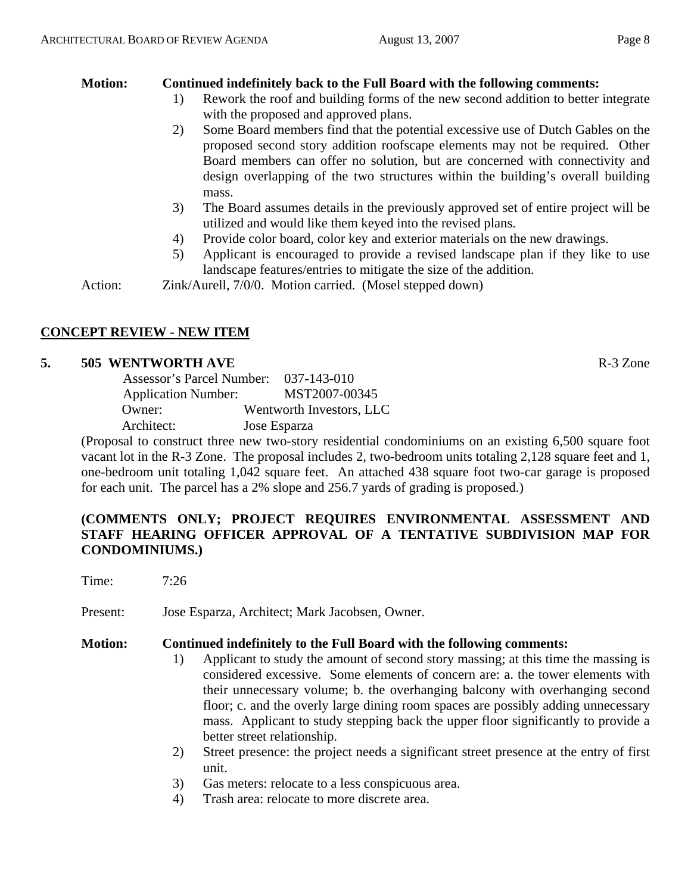**Motion: Continued indefinitely back to the Full Board with the following comments:**

1) Rework the roof and building forms of the new second addition to better integrate with the proposed and approved plans.
2) Some Board members find that the potential excessive use of Dutch Gables on the proposed second story addition roofscape elements may not be required. Other Board members can offer no solution, but are concerned with connectivity and design overlapping of the two structures within the building's overall building mass.
3) The Board assumes details in the previously approved set of entire project will be utilized and would like them keyed into the revised plans.
4) Provide color board, color key and exterior materials on the new drawings.
5) Applicant is encouraged to provide a revised landscape plan if they like to use landscape features/entries to mitigate the size of the addition.

Action: Zink/Aurell, 7/0/0. Motion carried. (Mosel stepped down)

## CONCEPT REVIEW - NEW ITEM

### 5. 505 WENTWORTH AVE — R-3 Zone

Assessor's Parcel Number: 037-143-010
Application Number: MST2007-00345
Owner: Wentworth Investors, LLC
Architect: Jose Esparza

(Proposal to construct three new two-story residential condominiums on an existing 6,500 square foot vacant lot in the R-3 Zone. The proposal includes 2, two-bedroom units totaling 2,128 square feet and 1, one-bedroom unit totaling 1,042 square feet. An attached 438 square foot two-car garage is proposed for each unit. The parcel has a 2% slope and 256.7 yards of grading is proposed.)

**(COMMENTS ONLY; PROJECT REQUIRES ENVIRONMENTAL ASSESSMENT AND STAFF HEARING OFFICER APPROVAL OF A TENTATIVE SUBDIVISION MAP FOR CONDOMINIUMS.)**

Time: 7:26

Present: Jose Esparza, Architect; Mark Jacobsen, Owner.

**Motion: Continued indefinitely to the Full Board with the following comments:**

1) Applicant to study the amount of second story massing; at this time the massing is considered excessive. Some elements of concern are: a. the tower elements with their unnecessary volume; b. the overhanging balcony with overhanging second floor; c. and the overly large dining room spaces are possibly adding unnecessary mass. Applicant to study stepping back the upper floor significantly to provide a better street relationship.
2) Street presence: the project needs a significant street presence at the entry of first unit.
3) Gas meters: relocate to a less conspicuous area.
4) Trash area: relocate to more discrete area.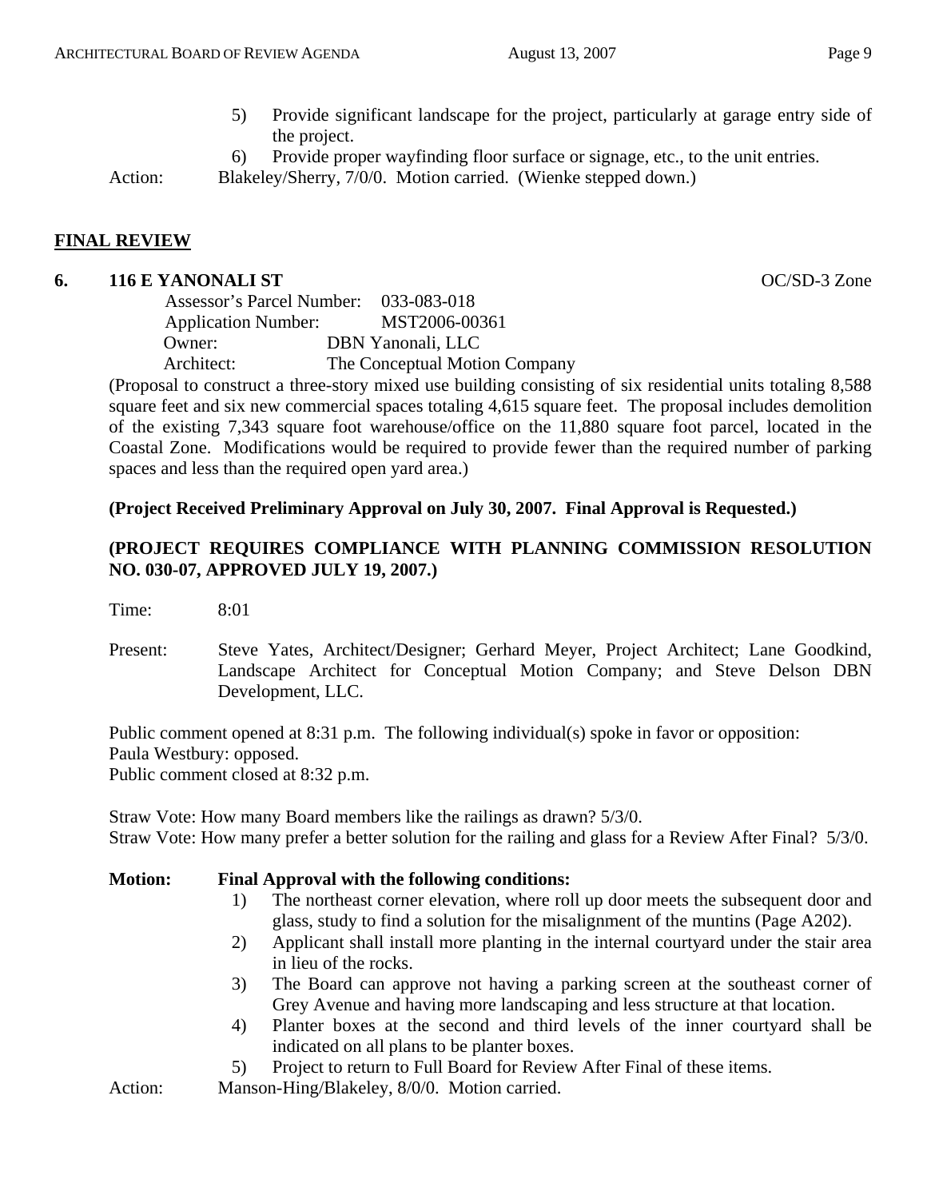5) Provide significant landscape for the project, particularly at garage entry side of the project.
6) Provide proper wayfinding floor surface or signage, etc., to the unit entries.

Action: Blakeley/Sherry, 7/0/0. Motion carried. (Wienke stepped down.)

## FINAL REVIEW

### 6. 116 E YANONALI ST

OC/SD-3 Zone

Assessor's Parcel Number: 033-083-018
Application Number: MST2006-00361
Owner: DBN Yanonali, LLC
Architect: The Conceptual Motion Company

(Proposal to construct a three-story mixed use building consisting of six residential units totaling 8,588 square feet and six new commercial spaces totaling 4,615 square feet. The proposal includes demolition of the existing 7,343 square foot warehouse/office on the 11,880 square foot parcel, located in the Coastal Zone. Modifications would be required to provide fewer than the required number of parking spaces and less than the required open yard area.)

**(Project Received Preliminary Approval on July 30, 2007. Final Approval is Requested.)**

**(PROJECT REQUIRES COMPLIANCE WITH PLANNING COMMISSION RESOLUTION NO. 030-07, APPROVED JULY 19, 2007.)**

Time: 8:01

Present: Steve Yates, Architect/Designer; Gerhard Meyer, Project Architect; Lane Goodkind, Landscape Architect for Conceptual Motion Company; and Steve Delson DBN Development, LLC.

Public comment opened at 8:31 p.m. The following individual(s) spoke in favor or opposition:
Paula Westbury: opposed.
Public comment closed at 8:32 p.m.

Straw Vote: How many Board members like the railings as drawn? 5/3/0.
Straw Vote: How many prefer a better solution for the railing and glass for a Review After Final? 5/3/0.

**Motion: Final Approval with the following conditions:**

1) The northeast corner elevation, where roll up door meets the subsequent door and glass, study to find a solution for the misalignment of the muntins (Page A202).
2) Applicant shall install more planting in the internal courtyard under the stair area in lieu of the rocks.
3) The Board can approve not having a parking screen at the southeast corner of Grey Avenue and having more landscaping and less structure at that location.
4) Planter boxes at the second and third levels of the inner courtyard shall be indicated on all plans to be planter boxes.
5) Project to return to Full Board for Review After Final of these items.

Action: Manson-Hing/Blakeley, 8/0/0. Motion carried.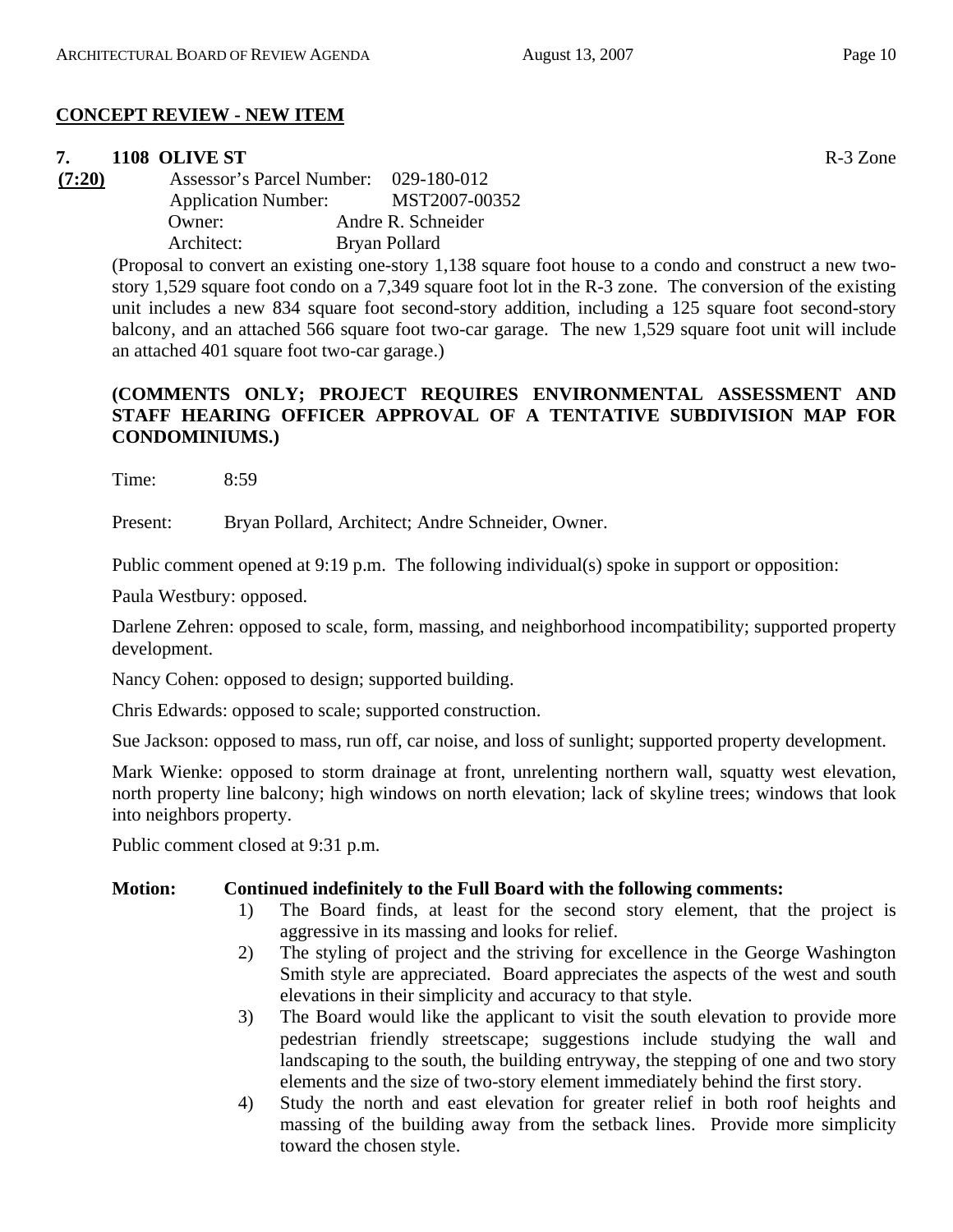## CONCEPT REVIEW - NEW ITEM

**7. 1108 OLIVE ST** R-3 Zone

**(7:20)**

Assessor's Parcel Number: 029-180-012
Application Number: MST2007-00352
Owner: Andre R. Schneider
Architect: Bryan Pollard

(Proposal to convert an existing one-story 1,138 square foot house to a condo and construct a new two-story 1,529 square foot condo on a 7,349 square foot lot in the R-3 zone. The conversion of the existing unit includes a new 834 square foot second-story addition, including a 125 square foot second-story balcony, and an attached 566 square foot two-car garage. The new 1,529 square foot unit will include an attached 401 square foot two-car garage.)

**(COMMENTS ONLY; PROJECT REQUIRES ENVIRONMENTAL ASSESSMENT AND STAFF HEARING OFFICER APPROVAL OF A TENTATIVE SUBDIVISION MAP FOR CONDOMINIUMS.)**

Time: 8:59

Present: Bryan Pollard, Architect; Andre Schneider, Owner.

Public comment opened at 9:19 p.m. The following individual(s) spoke in support or opposition:

Paula Westbury: opposed.

Darlene Zehren: opposed to scale, form, massing, and neighborhood incompatibility; supported property development.

Nancy Cohen: opposed to design; supported building.

Chris Edwards: opposed to scale; supported construction.

Sue Jackson: opposed to mass, run off, car noise, and loss of sunlight; supported property development.

Mark Wienke: opposed to storm drainage at front, unrelenting northern wall, squatty west elevation, north property line balcony; high windows on north elevation; lack of skyline trees; windows that look into neighbors property.

Public comment closed at 9:31 p.m.

**Motion: Continued indefinitely to the Full Board with the following comments:**

1) The Board finds, at least for the second story element, that the project is aggressive in its massing and looks for relief.
2) The styling of project and the striving for excellence in the George Washington Smith style are appreciated. Board appreciates the aspects of the west and south elevations in their simplicity and accuracy to that style.
3) The Board would like the applicant to visit the south elevation to provide more pedestrian friendly streetscape; suggestions include studying the wall and landscaping to the south, the building entryway, the stepping of one and two story elements and the size of two-story element immediately behind the first story.
4) Study the north and east elevation for greater relief in both roof heights and massing of the building away from the setback lines. Provide more simplicity toward the chosen style.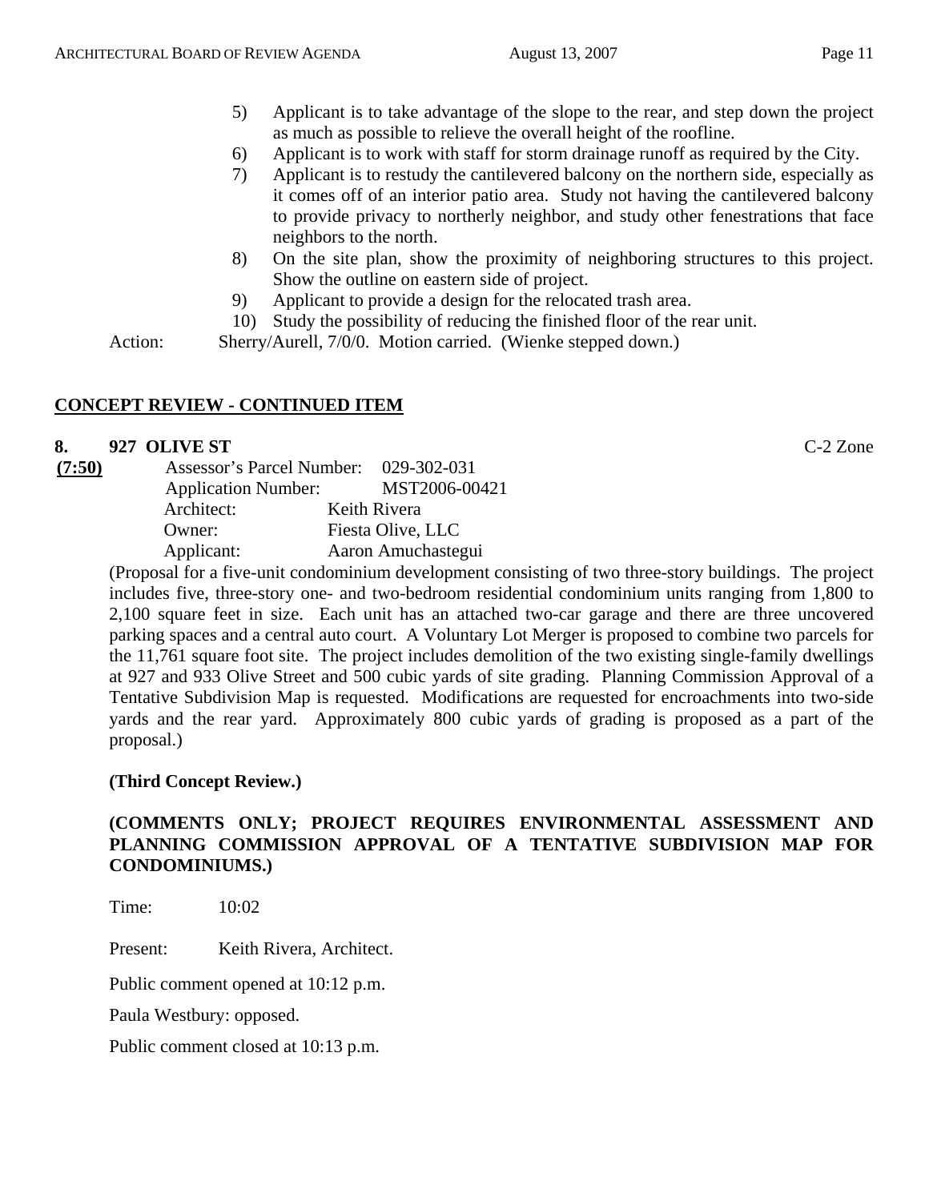5) Applicant is to take advantage of the slope to the rear, and step down the project as much as possible to relieve the overall height of the roofline.
6) Applicant is to work with staff for storm drainage runoff as required by the City.
7) Applicant is to restudy the cantilevered balcony on the northern side, especially as it comes off of an interior patio area. Study not having the cantilevered balcony to provide privacy to northerly neighbor, and study other fenestrations that face neighbors to the north.
8) On the site plan, show the proximity of neighboring structures to this project. Show the outline on eastern side of project.
9) Applicant to provide a design for the relocated trash area.
10) Study the possibility of reducing the finished floor of the rear unit.

Action: Sherry/Aurell, 7/0/0. Motion carried. (Wienke stepped down.)

## CONCEPT REVIEW - CONTINUED ITEM

**8. 927 OLIVE ST** C-2 Zone

**(7:50)**

Assessor's Parcel Number: 029-302-031
Application Number: MST2006-00421
Architect: Keith Rivera
Owner: Fiesta Olive, LLC
Applicant: Aaron Amuchastegui

(Proposal for a five-unit condominium development consisting of two three-story buildings. The project includes five, three-story one- and two-bedroom residential condominium units ranging from 1,800 to 2,100 square feet in size. Each unit has an attached two-car garage and there are three uncovered parking spaces and a central auto court. A Voluntary Lot Merger is proposed to combine two parcels for the 11,761 square foot site. The project includes demolition of the two existing single-family dwellings at 927 and 933 Olive Street and 500 cubic yards of site grading. Planning Commission Approval of a Tentative Subdivision Map is requested. Modifications are requested for encroachments into two-side yards and the rear yard. Approximately 800 cubic yards of grading is proposed as a part of the proposal.)

**(Third Concept Review.)**

**(COMMENTS ONLY; PROJECT REQUIRES ENVIRONMENTAL ASSESSMENT AND PLANNING COMMISSION APPROVAL OF A TENTATIVE SUBDIVISION MAP FOR CONDOMINIUMS.)**

Time: 10:02

Present: Keith Rivera, Architect.

Public comment opened at 10:12 p.m.

Paula Westbury: opposed.

Public comment closed at 10:13 p.m.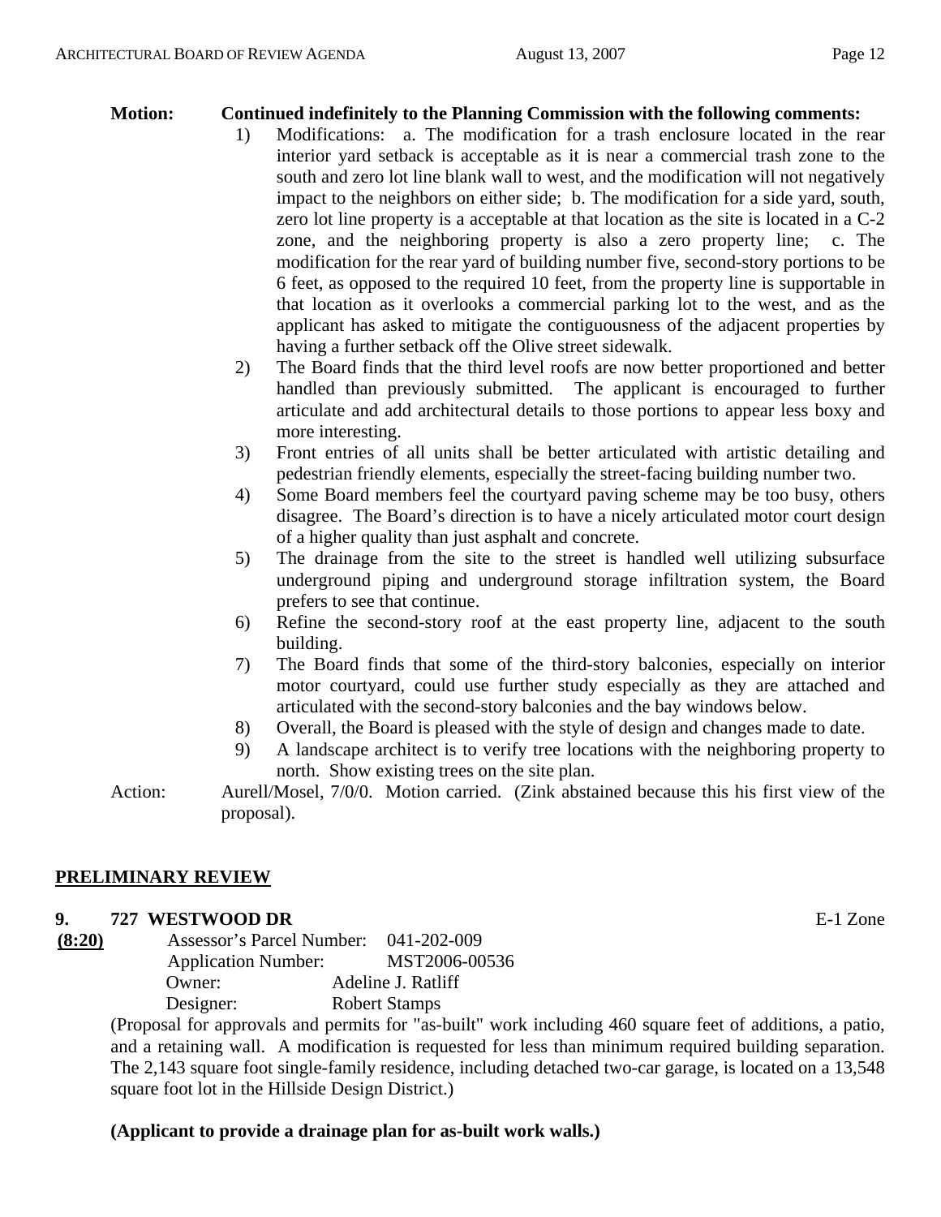**Motion:** **Continued indefinitely to the Planning Commission with the following comments:**

1) Modifications: a. The modification for a trash enclosure located in the rear interior yard setback is acceptable as it is near a commercial trash zone to the south and zero lot line blank wall to west, and the modification will not negatively impact to the neighbors on either side; b. The modification for a side yard, south, zero lot line property is a acceptable at that location as the site is located in a C-2 zone, and the neighboring property is also a zero property line; c. The modification for the rear yard of building number five, second-story portions to be 6 feet, as opposed to the required 10 feet, from the property line is supportable in that location as it overlooks a commercial parking lot to the west, and as the applicant has asked to mitigate the contiguousness of the adjacent properties by having a further setback off the Olive street sidewalk.
2) The Board finds that the third level roofs are now better proportioned and better handled than previously submitted. The applicant is encouraged to further articulate and add architectural details to those portions to appear less boxy and more interesting.
3) Front entries of all units shall be better articulated with artistic detailing and pedestrian friendly elements, especially the street-facing building number two.
4) Some Board members feel the courtyard paving scheme may be too busy, others disagree. The Board's direction is to have a nicely articulated motor court design of a higher quality than just asphalt and concrete.
5) The drainage from the site to the street is handled well utilizing subsurface underground piping and underground storage infiltration system, the Board prefers to see that continue.
6) Refine the second-story roof at the east property line, adjacent to the south building.
7) The Board finds that some of the third-story balconies, especially on interior motor courtyard, could use further study especially as they are attached and articulated with the second-story balconies and the bay windows below.
8) Overall, the Board is pleased with the style of design and changes made to date.
9) A landscape architect is to verify tree locations with the neighboring property to north. Show existing trees on the site plan.

Action: Aurell/Mosel, 7/0/0. Motion carried. (Zink abstained because this his first view of the proposal).

## PRELIMINARY REVIEW

### 9. 727 WESTWOOD DR

E-1 Zone

**(8:20)**

Assessor's Parcel Number: 041-202-009
Application Number: MST2006-00536
Owner: Adeline J. Ratliff
Designer: Robert Stamps

(Proposal for approvals and permits for "as-built" work including 460 square feet of additions, a patio, and a retaining wall. A modification is requested for less than minimum required building separation. The 2,143 square foot single-family residence, including detached two-car garage, is located on a 13,548 square foot lot in the Hillside Design District.)

**(Applicant to provide a drainage plan for as-built work walls.)**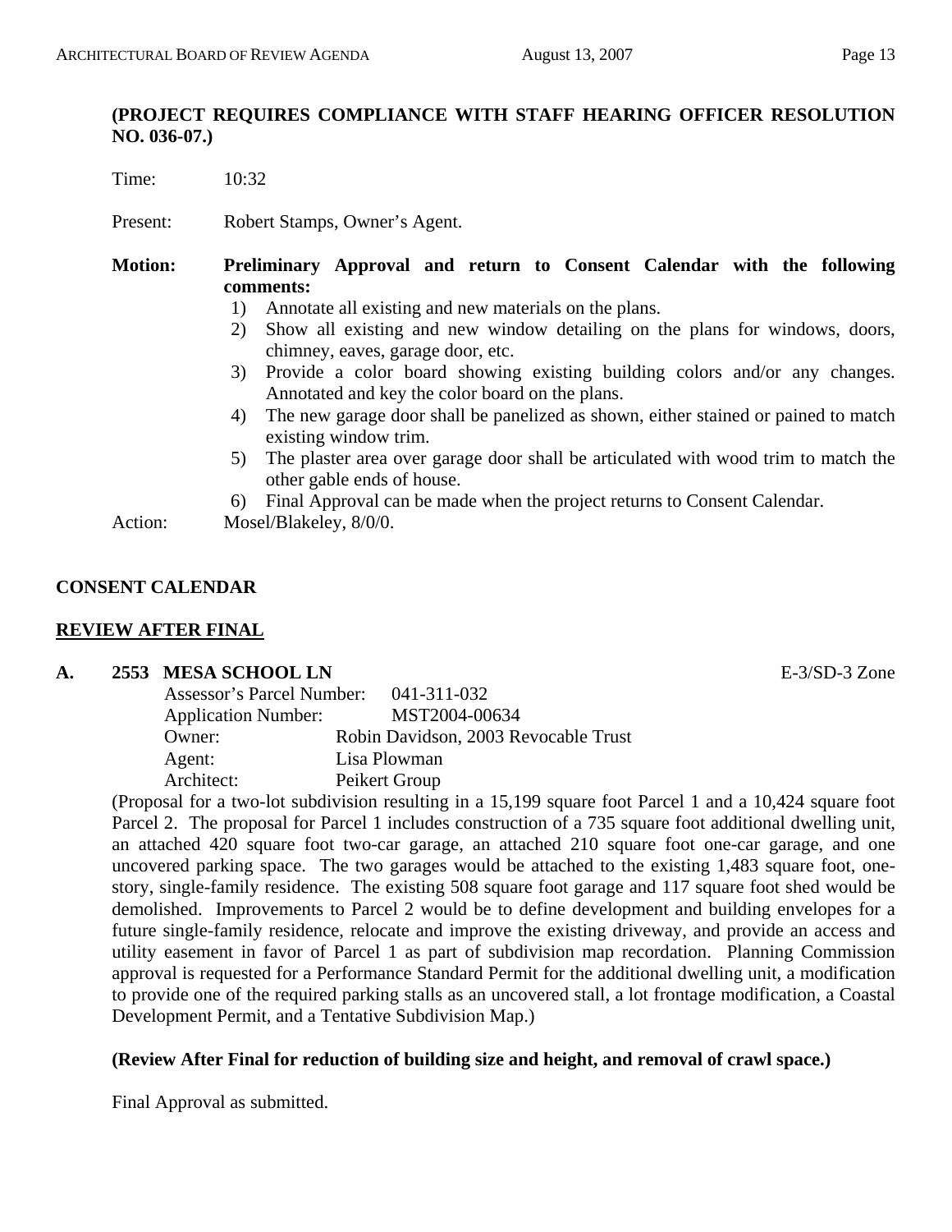**(PROJECT REQUIRES COMPLIANCE WITH STAFF HEARING OFFICER RESOLUTION NO. 036-07.)**

Time: 10:32

Present: Robert Stamps, Owner's Agent.

**Motion: Preliminary Approval and return to Consent Calendar with the following comments:**

1) Annotate all existing and new materials on the plans.
2) Show all existing and new window detailing on the plans for windows, doors, chimney, eaves, garage door, etc.
3) Provide a color board showing existing building colors and/or any changes. Annotated and key the color board on the plans.
4) The new garage door shall be panelized as shown, either stained or pained to match existing window trim.
5) The plaster area over garage door shall be articulated with wood trim to match the other gable ends of house.
6) Final Approval can be made when the project returns to Consent Calendar.

Action: Mosel/Blakeley, 8/0/0.

## CONSENT CALENDAR

## REVIEW AFTER FINAL

**A. 2553 MESA SCHOOL LN** E-3/SD-3 Zone

Assessor's Parcel Number: 041-311-032
Application Number: MST2004-00634
Owner: Robin Davidson, 2003 Revocable Trust
Agent: Lisa Plowman
Architect: Peikert Group

(Proposal for a two-lot subdivision resulting in a 15,199 square foot Parcel 1 and a 10,424 square foot Parcel 2. The proposal for Parcel 1 includes construction of a 735 square foot additional dwelling unit, an attached 420 square foot two-car garage, an attached 210 square foot one-car garage, and one uncovered parking space. The two garages would be attached to the existing 1,483 square foot, one-story, single-family residence. The existing 508 square foot garage and 117 square foot shed would be demolished. Improvements to Parcel 2 would be to define development and building envelopes for a future single-family residence, relocate and improve the existing driveway, and provide an access and utility easement in favor of Parcel 1 as part of subdivision map recordation. Planning Commission approval is requested for a Performance Standard Permit for the additional dwelling unit, a modification to provide one of the required parking stalls as an uncovered stall, a lot frontage modification, a Coastal Development Permit, and a Tentative Subdivision Map.)

**(Review After Final for reduction of building size and height, and removal of crawl space.)**

Final Approval as submitted.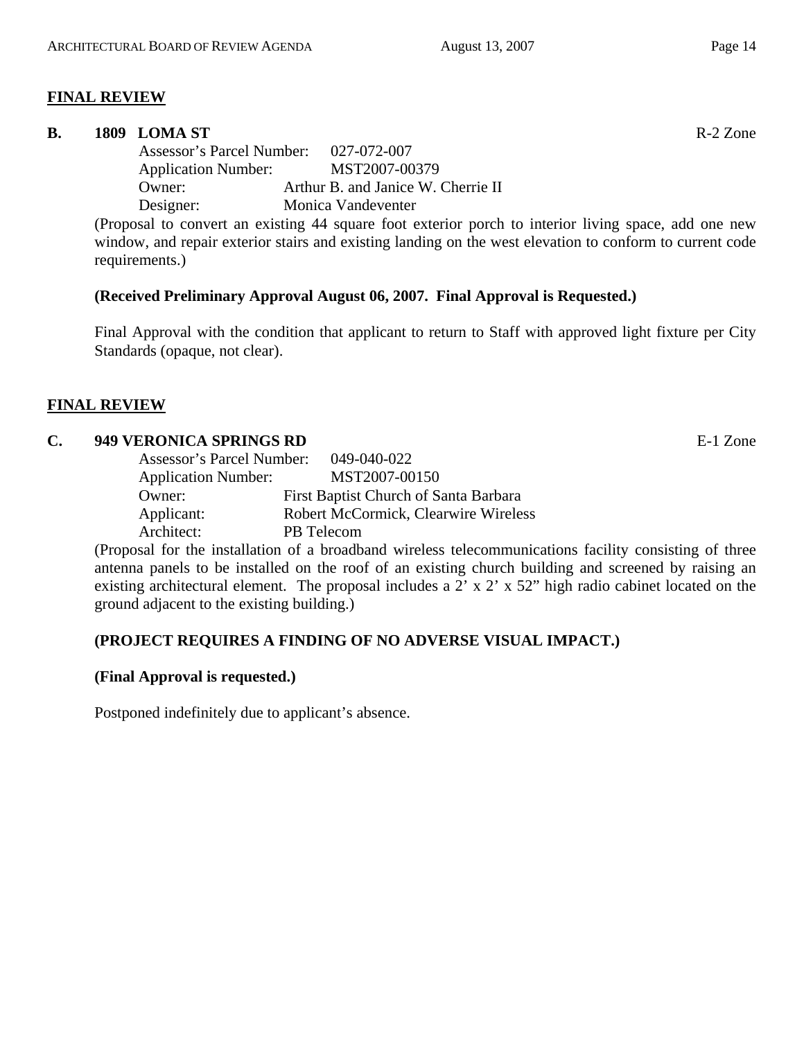## FINAL REVIEW

**B. 1809 LOMA ST** R-2 Zone

Assessor's Parcel Number: 027-072-007
Application Number: MST2007-00379
Owner: Arthur B. and Janice W. Cherrie II
Designer: Monica Vandeventer

(Proposal to convert an existing 44 square foot exterior porch to interior living space, add one new window, and repair exterior stairs and existing landing on the west elevation to conform to current code requirements.)

**(Received Preliminary Approval August 06, 2007. Final Approval is Requested.)**

Final Approval with the condition that applicant to return to Staff with approved light fixture per City Standards (opaque, not clear).

## FINAL REVIEW

**C. 949 VERONICA SPRINGS RD** E-1 Zone

Assessor's Parcel Number: 049-040-022
Application Number: MST2007-00150
Owner: First Baptist Church of Santa Barbara
Applicant: Robert McCormick, Clearwire Wireless
Architect: PB Telecom

(Proposal for the installation of a broadband wireless telecommunications facility consisting of three antenna panels to be installed on the roof of an existing church building and screened by raising an existing architectural element. The proposal includes a 2' x 2' x 52" high radio cabinet located on the ground adjacent to the existing building.)

**(PROJECT REQUIRES A FINDING OF NO ADVERSE VISUAL IMPACT.)**

**(Final Approval is requested.)**

Postponed indefinitely due to applicant's absence.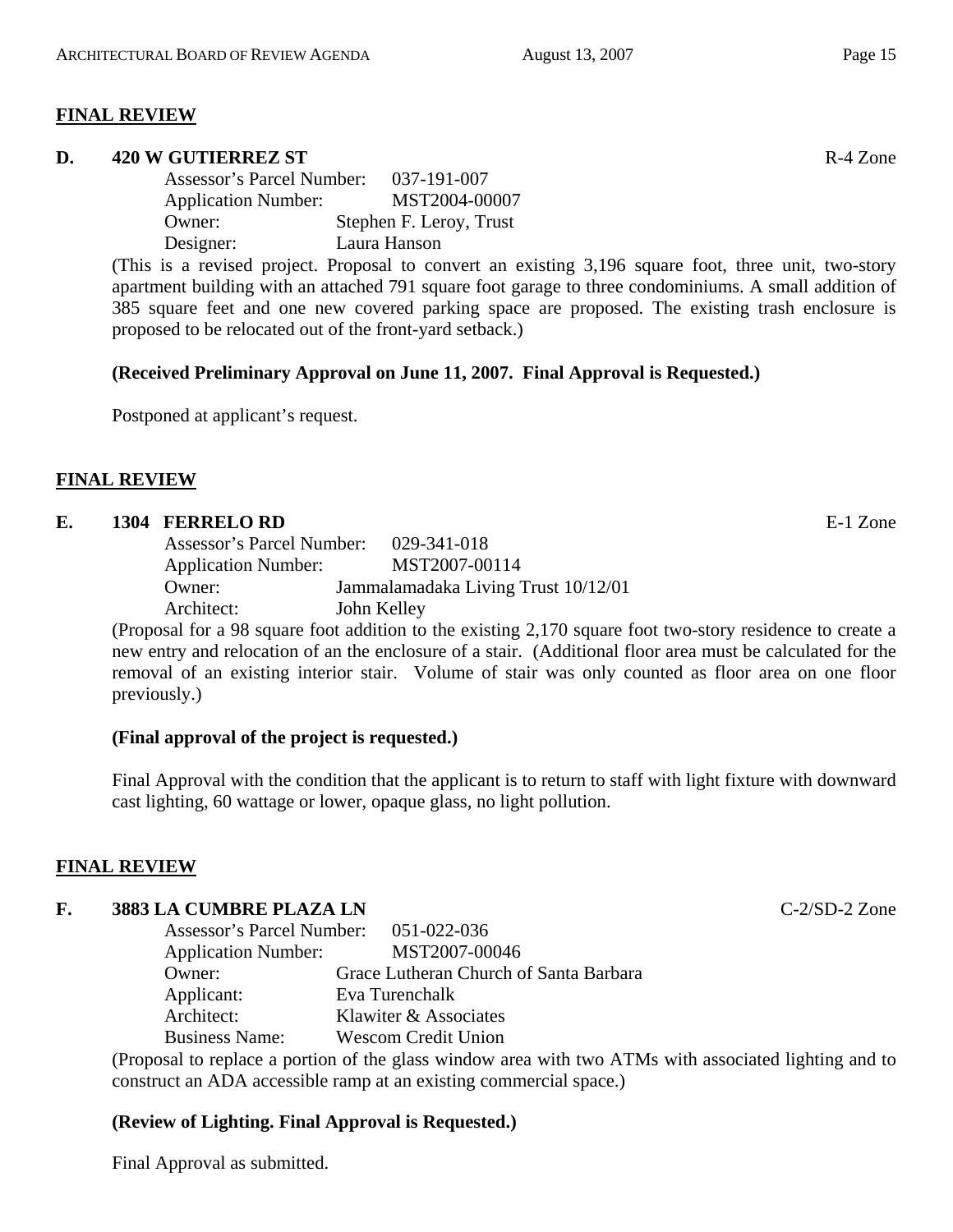## FINAL REVIEW

**D. 420 W GUTIERREZ ST** R-4 Zone

Assessor's Parcel Number: 037-191-007
Application Number: MST2004-00007
Owner: Stephen F. Leroy, Trust
Designer: Laura Hanson

(This is a revised project. Proposal to convert an existing 3,196 square foot, three unit, two-story apartment building with an attached 791 square foot garage to three condominiums. A small addition of 385 square feet and one new covered parking space are proposed. The existing trash enclosure is proposed to be relocated out of the front-yard setback.)

**(Received Preliminary Approval on June 11, 2007. Final Approval is Requested.)**

Postponed at applicant's request.

## FINAL REVIEW

**E. 1304 FERRELO RD** E-1 Zone

Assessor's Parcel Number: 029-341-018
Application Number: MST2007-00114
Owner: Jammalamadaka Living Trust 10/12/01
Architect: John Kelley

(Proposal for a 98 square foot addition to the existing 2,170 square foot two-story residence to create a new entry and relocation of an the enclosure of a stair. (Additional floor area must be calculated for the removal of an existing interior stair. Volume of stair was only counted as floor area on one floor previously.)

**(Final approval of the project is requested.)**

Final Approval with the condition that the applicant is to return to staff with light fixture with downward cast lighting, 60 wattage or lower, opaque glass, no light pollution.

## FINAL REVIEW

**F. 3883 LA CUMBRE PLAZA LN** C-2/SD-2 Zone

Assessor's Parcel Number: 051-022-036
Application Number: MST2007-00046
Owner: Grace Lutheran Church of Santa Barbara
Applicant: Eva Turenchalk
Architect: Klawiter & Associates
Business Name: Wescom Credit Union

(Proposal to replace a portion of the glass window area with two ATMs with associated lighting and to construct an ADA accessible ramp at an existing commercial space.)

**(Review of Lighting. Final Approval is Requested.)**

Final Approval as submitted.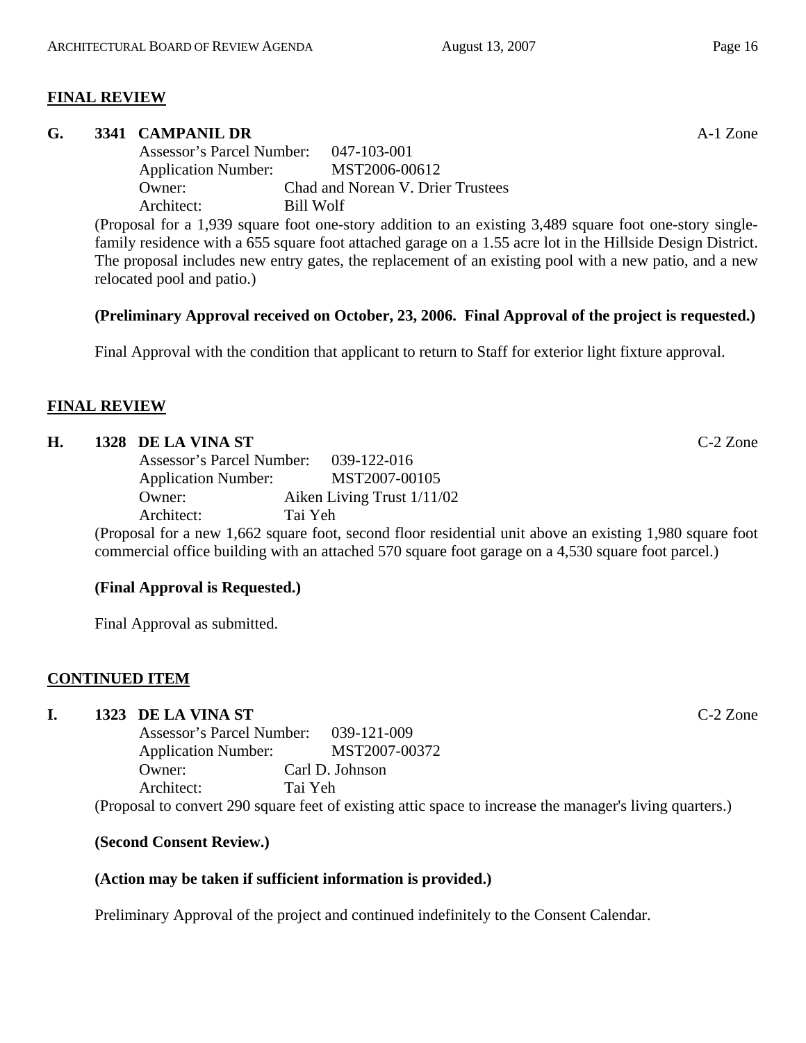## FINAL REVIEW

**G. 3341 CAMPANIL DR** A-1 Zone

Assessor's Parcel Number: 047-103-001
Application Number: MST2006-00612
Owner: Chad and Norean V. Drier Trustees
Architect: Bill Wolf

(Proposal for a 1,939 square foot one-story addition to an existing 3,489 square foot one-story single-family residence with a 655 square foot attached garage on a 1.55 acre lot in the Hillside Design District. The proposal includes new entry gates, the replacement of an existing pool with a new patio, and a new relocated pool and patio.)

**(Preliminary Approval received on October, 23, 2006. Final Approval of the project is requested.)**

Final Approval with the condition that applicant to return to Staff for exterior light fixture approval.

## FINAL REVIEW

**H. 1328 DE LA VINA ST** C-2 Zone

Assessor's Parcel Number: 039-122-016
Application Number: MST2007-00105
Owner: Aiken Living Trust 1/11/02
Architect: Tai Yeh

(Proposal for a new 1,662 square foot, second floor residential unit above an existing 1,980 square foot commercial office building with an attached 570 square foot garage on a 4,530 square foot parcel.)

**(Final Approval is Requested.)**

Final Approval as submitted.

## CONTINUED ITEM

**I. 1323 DE LA VINA ST** C-2 Zone

Assessor's Parcel Number: 039-121-009
Application Number: MST2007-00372
Owner: Carl D. Johnson
Architect: Tai Yeh

(Proposal to convert 290 square feet of existing attic space to increase the manager's living quarters.)

**(Second Consent Review.)**

**(Action may be taken if sufficient information is provided.)**

Preliminary Approval of the project and continued indefinitely to the Consent Calendar.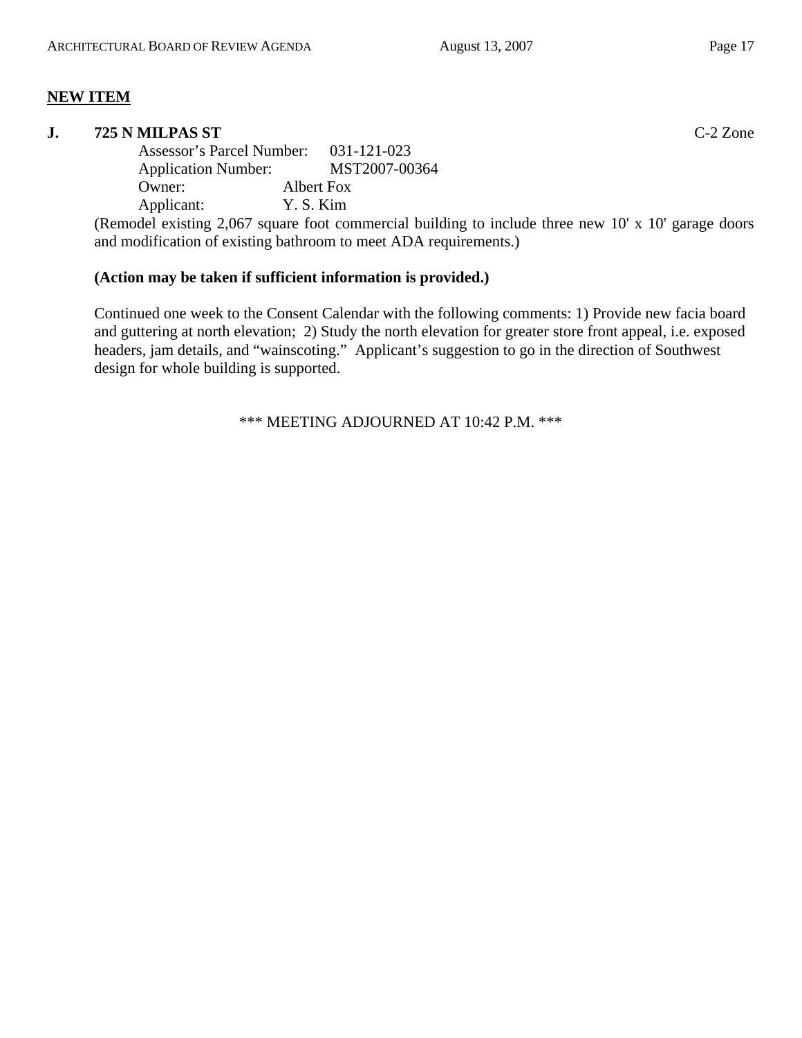## NEW ITEM

**J. 725 N MILPAS ST** C-2 Zone

Assessor's Parcel Number: 031-121-023
Application Number: MST2007-00364
Owner: Albert Fox
Applicant: Y. S. Kim

(Remodel existing 2,067 square foot commercial building to include three new 10' x 10' garage doors and modification of existing bathroom to meet ADA requirements.)

**(Action may be taken if sufficient information is provided.)**

Continued one week to the Consent Calendar with the following comments: 1) Provide new facia board and guttering at north elevation; 2) Study the north elevation for greater store front appeal, i.e. exposed headers, jam details, and "wainscoting." Applicant's suggestion to go in the direction of Southwest design for whole building is supported.

\*\*\* MEETING ADJOURNED AT 10:42 P.M. \*\*\*